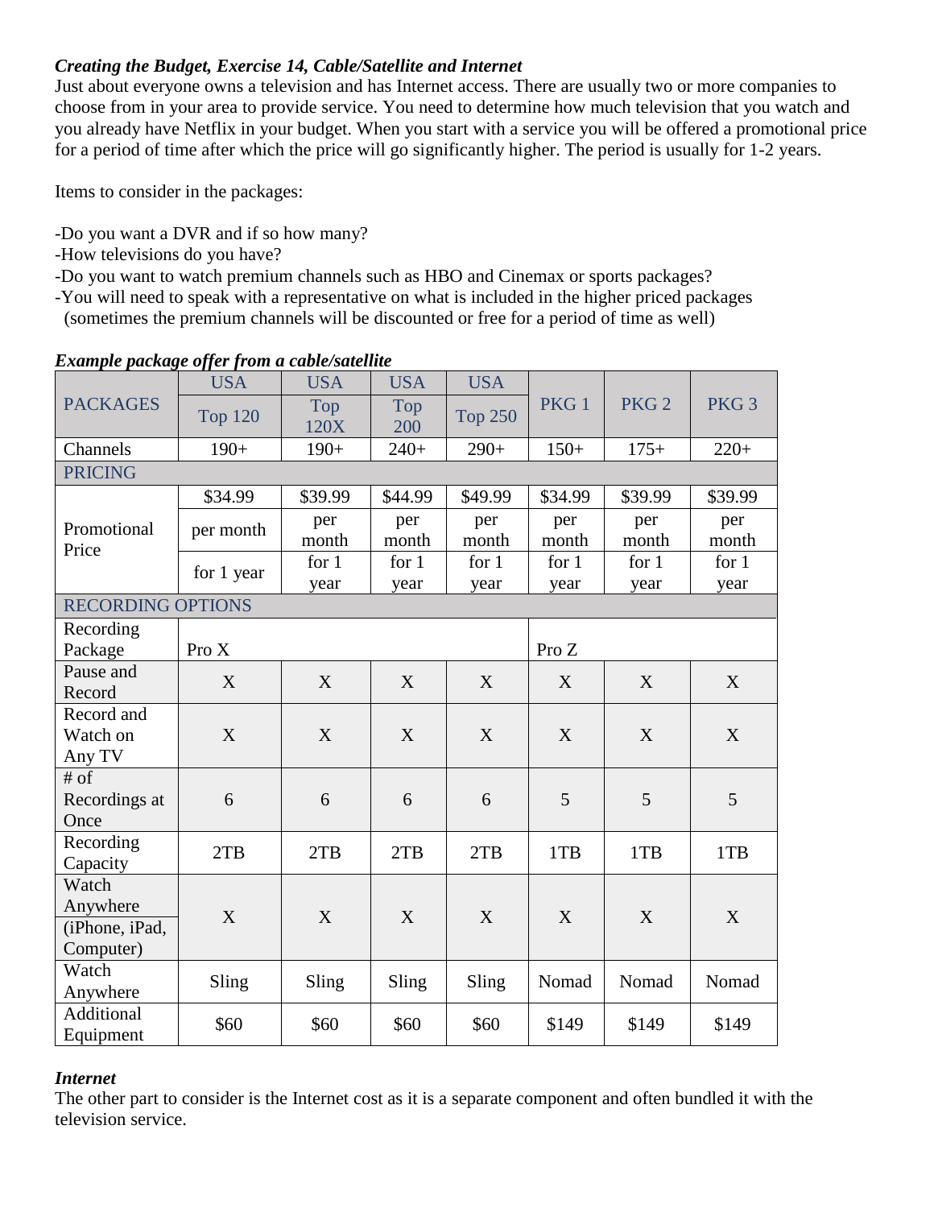***Creating the Budget, Exercise 14, Cable/Satellite and Internet***

Just about everyone owns a television and has Internet access. There are usually two or more companies to choose from in your area to provide service. You need to determine how much television that you watch and you already have Netflix in your budget. When you start with a service you will be offered a promotional price for a period of time after which the price will go significantly higher. The period is usually for 1-2 years.

Items to consider in the packages:

-Do you want a DVR and if so how many?
-How televisions do you have?
-Do you want to watch premium channels such as HBO and Cinemax or sports packages?
-You will need to speak with a representative on what is included in the higher priced packages (sometimes the premium channels will be discounted or free for a period of time as well)

***Example package offer from a cable/satellite***

| PACKAGES | USA Top 120 | USA Top 120X | USA Top 200 | USA Top 250 | PKG 1 | PKG 2 | PKG 3 |
|---|---|---|---|---|---|---|---|
| Channels | 190+ | 190+ | 240+ | 290+ | 150+ | 175+ | 220+ |
| PRICING | | | | | | | |
| Promotional Price | $34.99 per month for 1 year | $39.99 per month for 1 year | $44.99 per month for 1 year | $49.99 per month for 1 year | $34.99 per month for 1 year | $39.99 per month for 1 year | $39.99 per month for 1 year |
| RECORDING OPTIONS | | | | | | | |
| Recording Package | Pro X | | | | Pro Z | | |
| Pause and Record | X | X | X | X | X | X | X |
| Record and Watch on Any TV | X | X | X | X | X | X | X |
| # of Recordings at Once | 6 | 6 | 6 | 6 | 5 | 5 | 5 |
| Recording Capacity | 2TB | 2TB | 2TB | 2TB | 1TB | 1TB | 1TB |
| Watch Anywhere (iPhone, iPad, Computer) | X | X | X | X | X | X | X |
| Watch Anywhere | Sling | Sling | Sling | Sling | Nomad | Nomad | Nomad |
| Additional Equipment | $60 | $60 | $60 | $60 | $149 | $149 | $149 |

***Internet***

The other part to consider is the Internet cost as it is a separate component and often bundled it with the television service.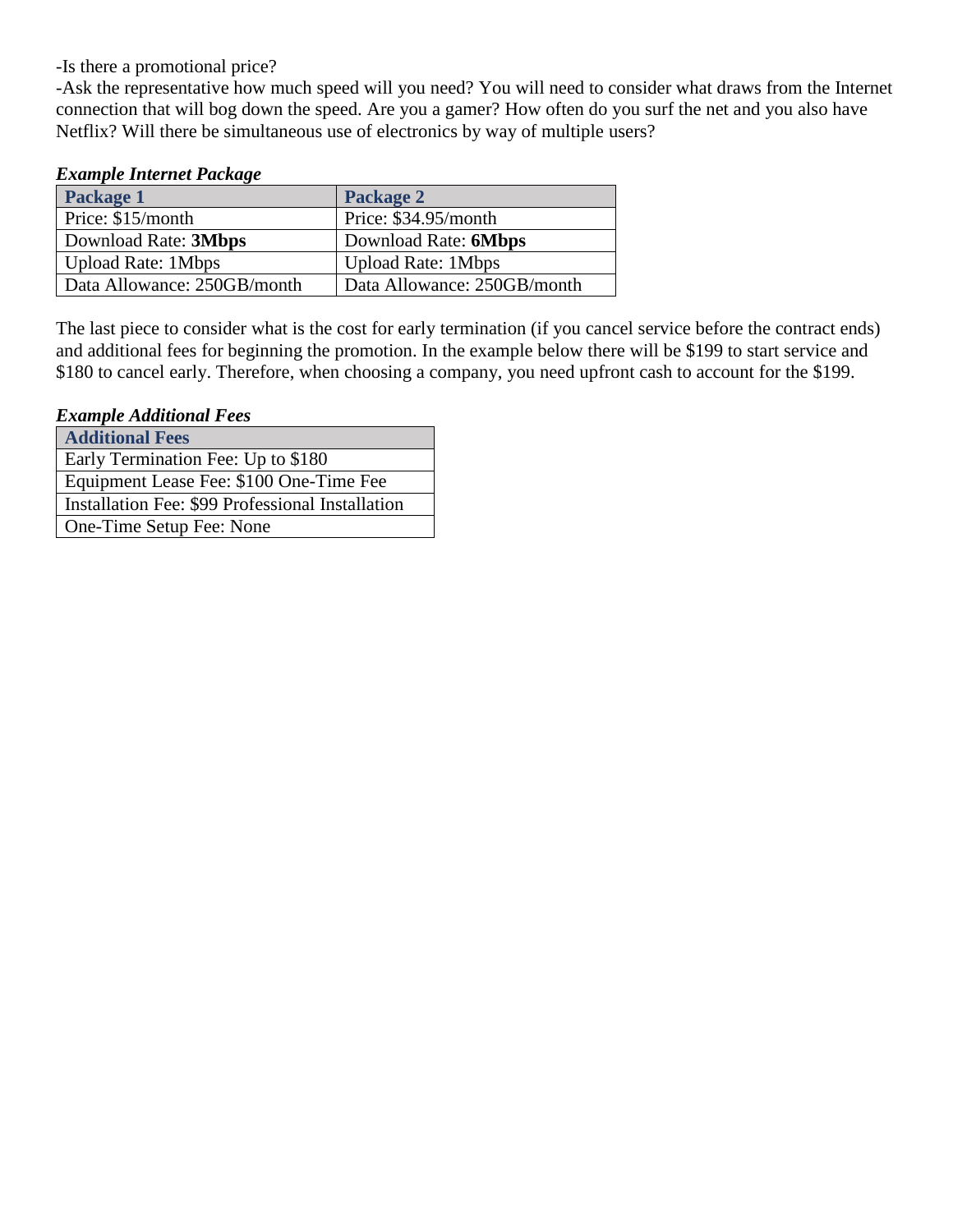-Is there a promotional price?

-Ask the representative how much speed will you need? You will need to consider what draws from the Internet connection that will bog down the speed. Are you a gamer? How often do you surf the net and you also have Netflix? Will there be simultaneous use of electronics by way of multiple users?

***Example Internet Package***

| Package 1 | Package 2 |
|---|---|
| Price: $15/month | Price: $34.95/month |
| Download Rate: **3Mbps** | Download Rate: **6Mbps** |
| Upload Rate: 1Mbps | Upload Rate: 1Mbps |
| Data Allowance: 250GB/month | Data Allowance: 250GB/month |

The last piece to consider what is the cost for early termination (if you cancel service before the contract ends) and additional fees for beginning the promotion. In the example below there will be $199 to start service and $180 to cancel early. Therefore, when choosing a company, you need upfront cash to account for the $199.

***Example Additional Fees***

| Additional Fees |
|---|
| Early Termination Fee: Up to $180 |
| Equipment Lease Fee: $100 One-Time Fee |
| Installation Fee: $99 Professional Installation |
| One-Time Setup Fee: None |